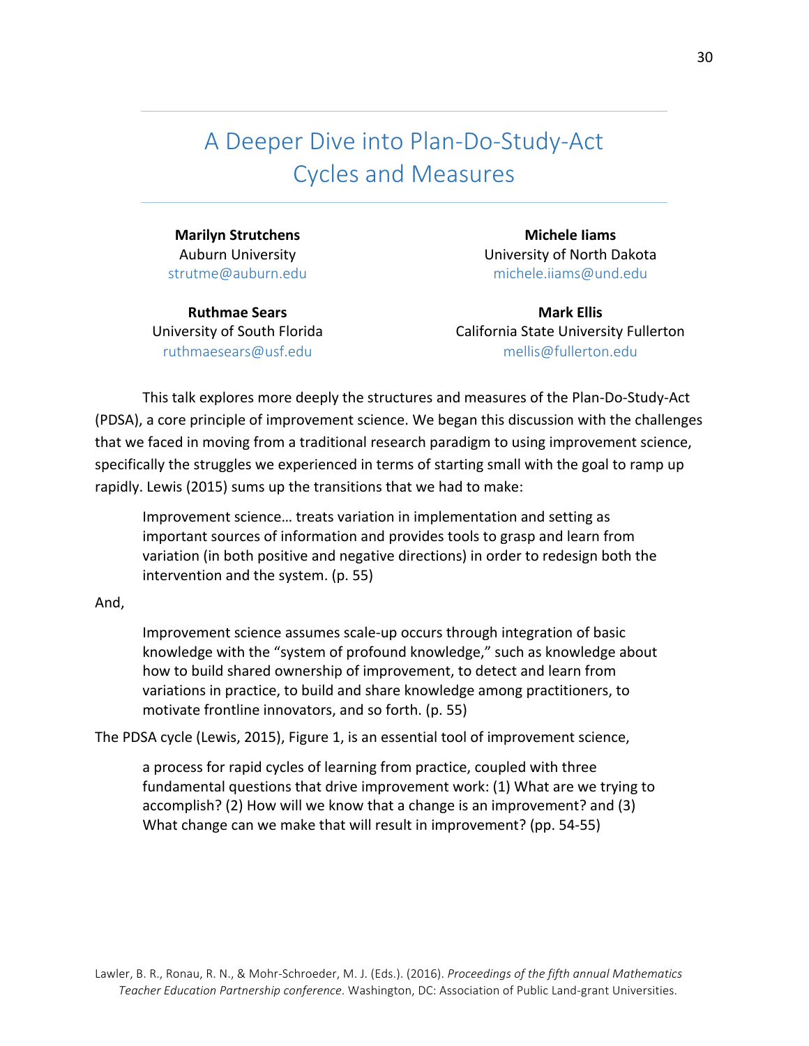# A Deeper Dive into Plan-Do-Study-Act Cycles and Measures

**Marilyn Strutchens**
Auburn University
strutme@auburn.edu

**Michele Iiams**
University of North Dakota
michele.iiams@und.edu

**Ruthmae Sears**
University of South Florida
ruthmaesears@usf.edu

**Mark Ellis**
California State University Fullerton
mellis@fullerton.edu

This talk explores more deeply the structures and measures of the Plan-Do-Study-Act (PDSA), a core principle of improvement science. We began this discussion with the challenges that we faced in moving from a traditional research paradigm to using improvement science, specifically the struggles we experienced in terms of starting small with the goal to ramp up rapidly. Lewis (2015) sums up the transitions that we had to make:

> Improvement science… treats variation in implementation and setting as important sources of information and provides tools to grasp and learn from variation (in both positive and negative directions) in order to redesign both the intervention and the system. (p. 55)

And,

> Improvement science assumes scale-up occurs through integration of basic knowledge with the "system of profound knowledge," such as knowledge about how to build shared ownership of improvement, to detect and learn from variations in practice, to build and share knowledge among practitioners, to motivate frontline innovators, and so forth. (p. 55)

The PDSA cycle (Lewis, 2015), Figure 1, is an essential tool of improvement science,

> a process for rapid cycles of learning from practice, coupled with three fundamental questions that drive improvement work: (1) What are we trying to accomplish? (2) How will we know that a change is an improvement? and (3) What change can we make that will result in improvement? (pp. 54-55)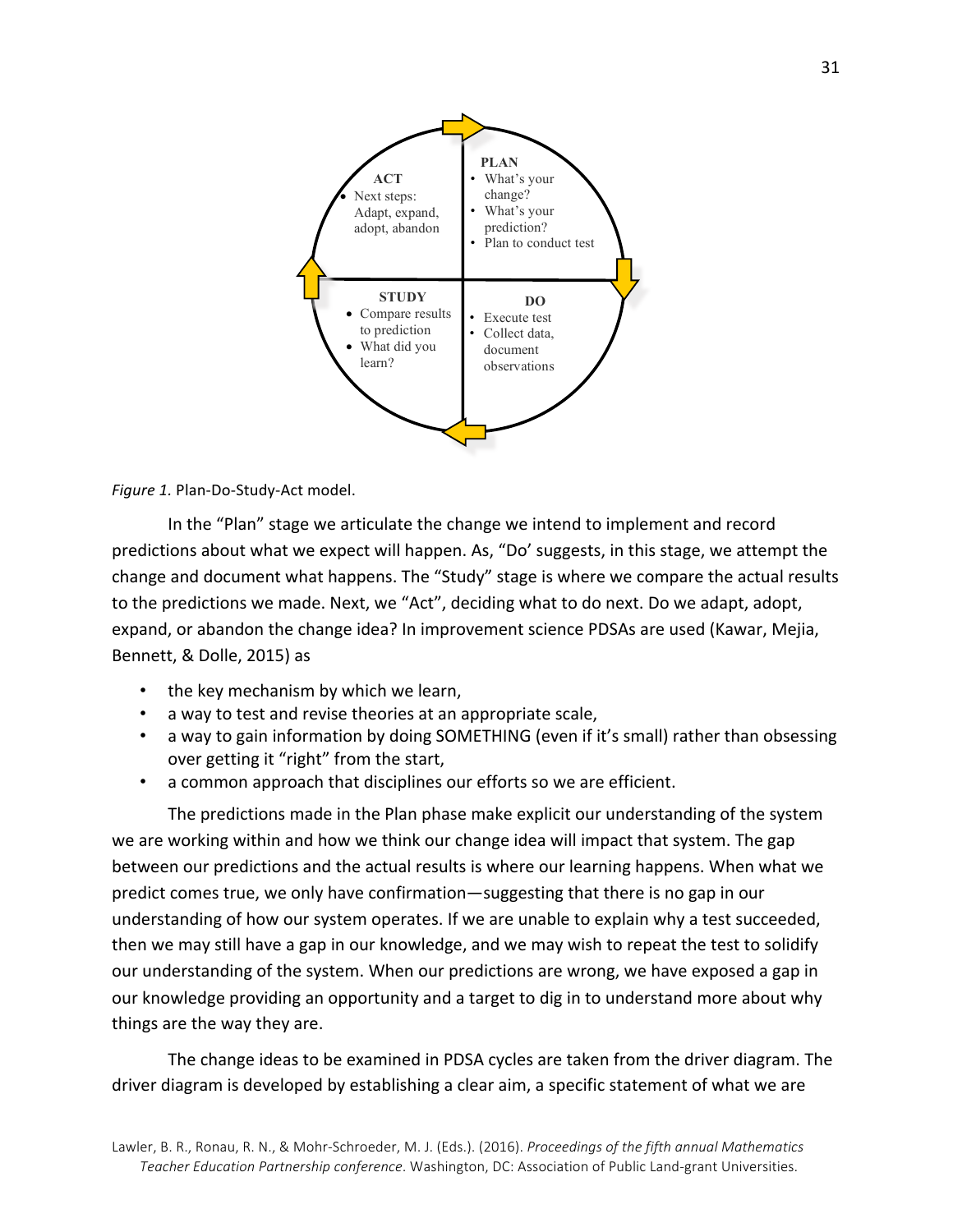**PLAN**
- What's your change?
- What's your prediction?
- Plan to conduct test

**DO**
- Execute test
- Collect data, document observations

**STUDY**
- Compare results to prediction
- What did you learn?

**ACT**
- Next steps: Adapt, expand, adopt, abandon

*Figure 1.* Plan-Do-Study-Act model.

In the "Plan" stage we articulate the change we intend to implement and record predictions about what we expect will happen. As, "Do' suggests, in this stage, we attempt the change and document what happens. The "Study" stage is where we compare the actual results to the predictions we made. Next, we "Act", deciding what to do next. Do we adapt, adopt, expand, or abandon the change idea? In improvement science PDSAs are used (Kawar, Mejia, Bennett, & Dolle, 2015) as

- the key mechanism by which we learn,
- a way to test and revise theories at an appropriate scale,
- a way to gain information by doing SOMETHING (even if it's small) rather than obsessing over getting it "right" from the start,
- a common approach that disciplines our efforts so we are efficient.

The predictions made in the Plan phase make explicit our understanding of the system we are working within and how we think our change idea will impact that system. The gap between our predictions and the actual results is where our learning happens. When what we predict comes true, we only have confirmation—suggesting that there is no gap in our understanding of how our system operates. If we are unable to explain why a test succeeded, then we may still have a gap in our knowledge, and we may wish to repeat the test to solidify our understanding of the system. When our predictions are wrong, we have exposed a gap in our knowledge providing an opportunity and a target to dig in to understand more about why things are the way they are.

The change ideas to be examined in PDSA cycles are taken from the driver diagram. The driver diagram is developed by establishing a clear aim, a specific statement of what we are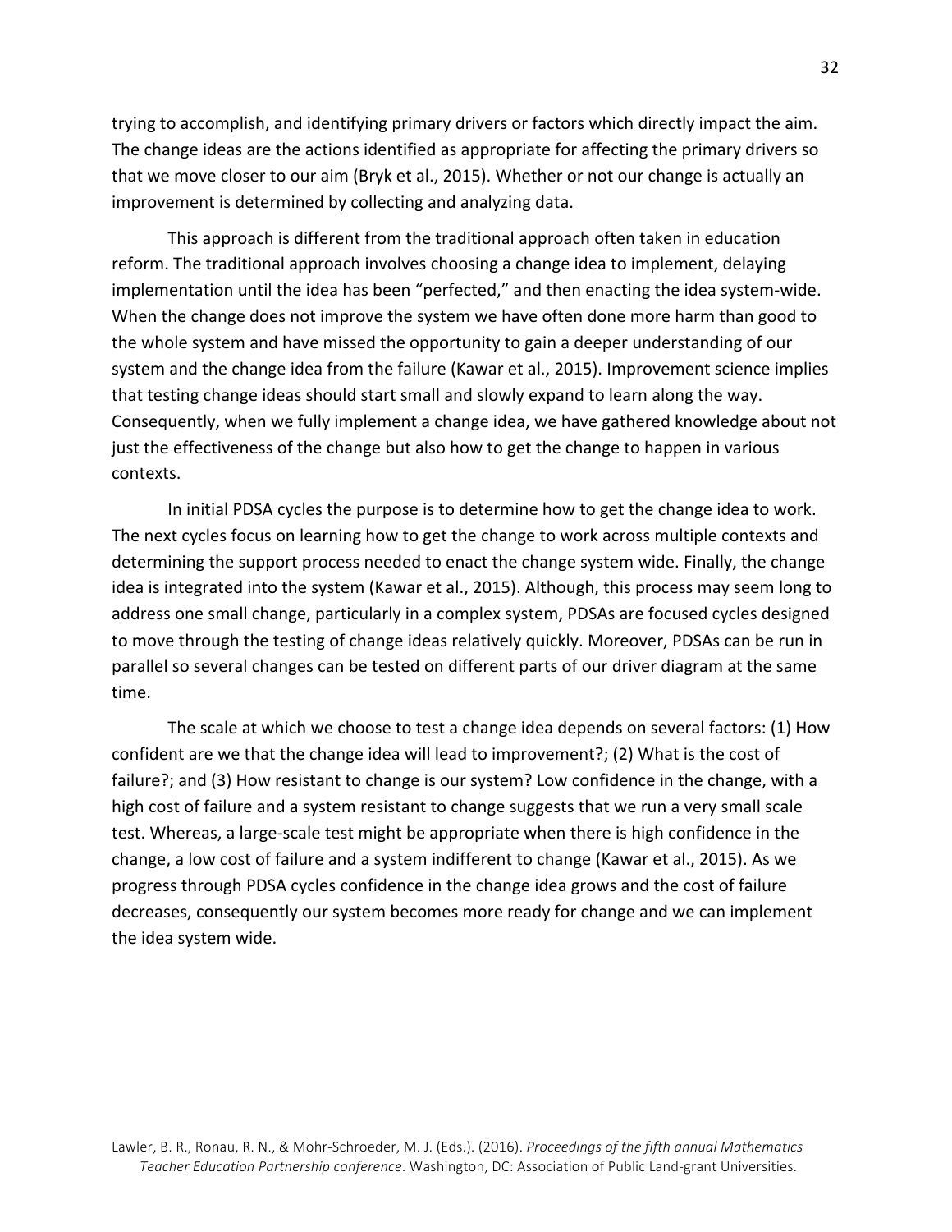trying to accomplish, and identifying primary drivers or factors which directly impact the aim. The change ideas are the actions identified as appropriate for affecting the primary drivers so that we move closer to our aim (Bryk et al., 2015). Whether or not our change is actually an improvement is determined by collecting and analyzing data.

This approach is different from the traditional approach often taken in education reform. The traditional approach involves choosing a change idea to implement, delaying implementation until the idea has been "perfected," and then enacting the idea system-wide. When the change does not improve the system we have often done more harm than good to the whole system and have missed the opportunity to gain a deeper understanding of our system and the change idea from the failure (Kawar et al., 2015). Improvement science implies that testing change ideas should start small and slowly expand to learn along the way. Consequently, when we fully implement a change idea, we have gathered knowledge about not just the effectiveness of the change but also how to get the change to happen in various contexts.

In initial PDSA cycles the purpose is to determine how to get the change idea to work. The next cycles focus on learning how to get the change to work across multiple contexts and determining the support process needed to enact the change system wide. Finally, the change idea is integrated into the system (Kawar et al., 2015). Although, this process may seem long to address one small change, particularly in a complex system, PDSAs are focused cycles designed to move through the testing of change ideas relatively quickly. Moreover, PDSAs can be run in parallel so several changes can be tested on different parts of our driver diagram at the same time.

The scale at which we choose to test a change idea depends on several factors: (1) How confident are we that the change idea will lead to improvement?; (2) What is the cost of failure?; and (3) How resistant to change is our system? Low confidence in the change, with a high cost of failure and a system resistant to change suggests that we run a very small scale test. Whereas, a large-scale test might be appropriate when there is high confidence in the change, a low cost of failure and a system indifferent to change (Kawar et al., 2015). As we progress through PDSA cycles confidence in the change idea grows and the cost of failure decreases, consequently our system becomes more ready for change and we can implement the idea system wide.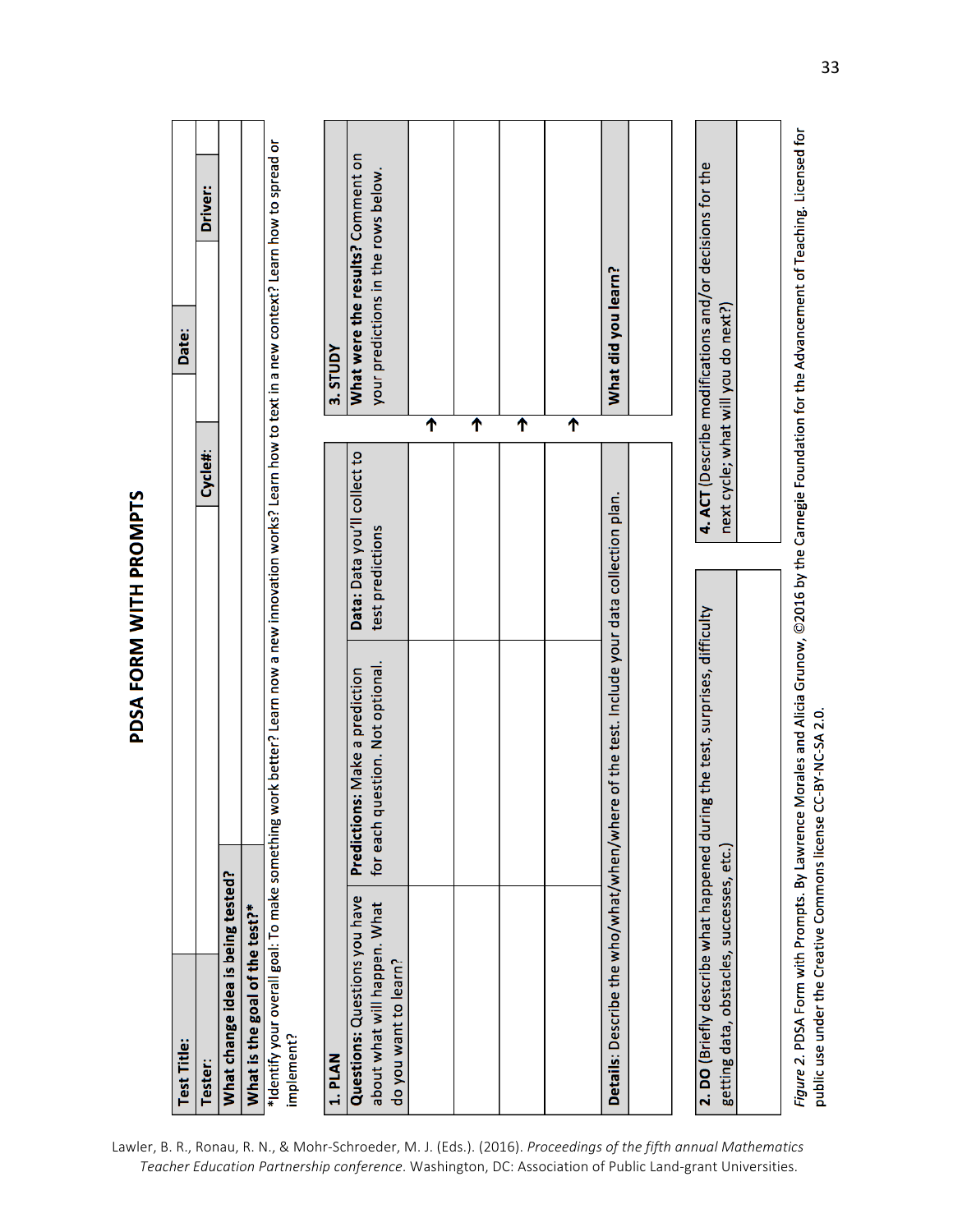# PDSA FORM WITH PROMPTS

| **Test Title:** | | **Date:** | |
|---|---|---|---|
| **Tester:** | **Cycle#:** | **Driver:** | |
| **What change idea is being tested?** | | | |
| **What is the goal of the test?*** | | | |

*Identify your overall goal: To make something work better? Learn now a new innovation works? Learn how to text in a new context? Learn how to spread or implement?

| **1. PLAN** | | | | **3. STUDY** |
|---|---|---|---|---|
| **Questions:** Questions you have about what will happen. What do you want to learn? | **Predictions:** Make a prediction for each question. Not optional. | **Data:** Data you'll collect to test predictions | | **What were the results?** Comment on your predictions in the rows below. |
| | | | ← | |
| | | | ← | |
| | | | ← | |
| | | | ← | |
| **Details**: Describe the who/what/when/where of the test. Include your data collection plan. | | | | **What did you learn?** |
| | | | | |

| **2. DO** (Briefly describe what happened during the test, surprises, difficulty getting data, obstacles, successes, etc.) | **4. ACT** (Describe modifications and/or decisions for the next cycle; what will you do next?) |
|---|---|
| | |

*Figure 2.* PDSA Form with Prompts. By Lawrence Morales and Alicia Grunow, ©2016 by the Carnegie Foundation for the Advancement of Teaching. Licensed for public use under the Creative Commons license CC-BY-NC-SA 2.0.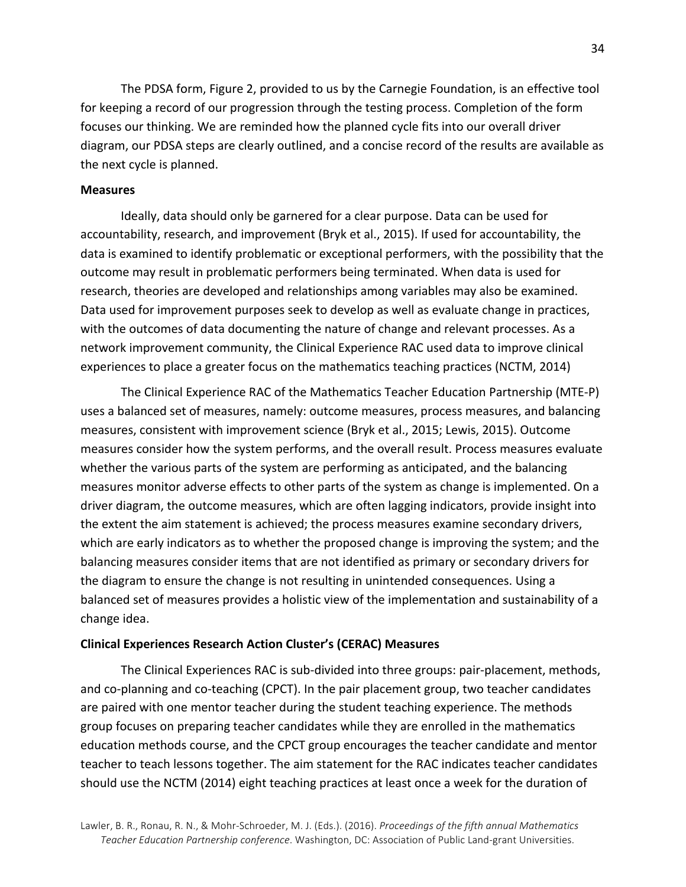The PDSA form, Figure 2, provided to us by the Carnegie Foundation, is an effective tool for keeping a record of our progression through the testing process. Completion of the form focuses our thinking. We are reminded how the planned cycle fits into our overall driver diagram, our PDSA steps are clearly outlined, and a concise record of the results are available as the next cycle is planned.

**Measures**

Ideally, data should only be garnered for a clear purpose. Data can be used for accountability, research, and improvement (Bryk et al., 2015). If used for accountability, the data is examined to identify problematic or exceptional performers, with the possibility that the outcome may result in problematic performers being terminated. When data is used for research, theories are developed and relationships among variables may also be examined. Data used for improvement purposes seek to develop as well as evaluate change in practices, with the outcomes of data documenting the nature of change and relevant processes. As a network improvement community, the Clinical Experience RAC used data to improve clinical experiences to place a greater focus on the mathematics teaching practices (NCTM, 2014)

The Clinical Experience RAC of the Mathematics Teacher Education Partnership (MTE-P) uses a balanced set of measures, namely: outcome measures, process measures, and balancing measures, consistent with improvement science (Bryk et al., 2015; Lewis, 2015). Outcome measures consider how the system performs, and the overall result. Process measures evaluate whether the various parts of the system are performing as anticipated, and the balancing measures monitor adverse effects to other parts of the system as change is implemented. On a driver diagram, the outcome measures, which are often lagging indicators, provide insight into the extent the aim statement is achieved; the process measures examine secondary drivers, which are early indicators as to whether the proposed change is improving the system; and the balancing measures consider items that are not identified as primary or secondary drivers for the diagram to ensure the change is not resulting in unintended consequences. Using a balanced set of measures provides a holistic view of the implementation and sustainability of a change idea.

**Clinical Experiences Research Action Cluster's (CERAC) Measures**

The Clinical Experiences RAC is sub-divided into three groups: pair-placement, methods, and co-planning and co-teaching (CPCT). In the pair placement group, two teacher candidates are paired with one mentor teacher during the student teaching experience. The methods group focuses on preparing teacher candidates while they are enrolled in the mathematics education methods course, and the CPCT group encourages the teacher candidate and mentor teacher to teach lessons together. The aim statement for the RAC indicates teacher candidates should use the NCTM (2014) eight teaching practices at least once a week for the duration of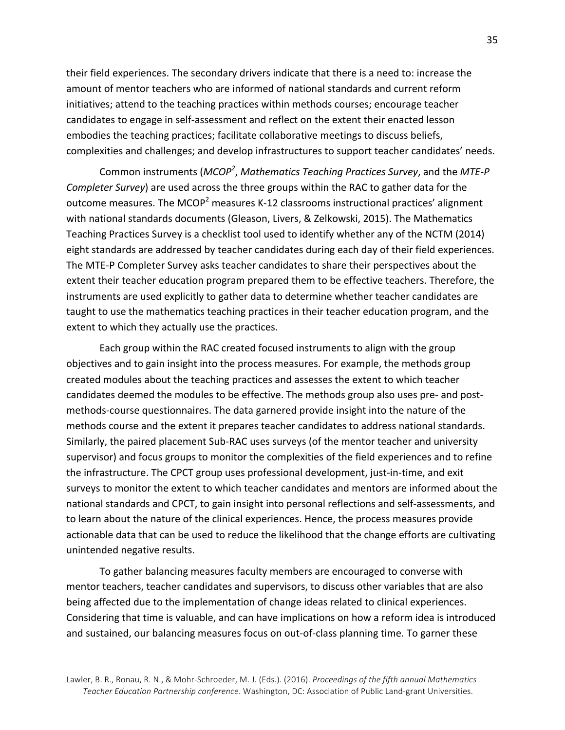their field experiences. The secondary drivers indicate that there is a need to: increase the amount of mentor teachers who are informed of national standards and current reform initiatives; attend to the teaching practices within methods courses; encourage teacher candidates to engage in self-assessment and reflect on the extent their enacted lesson embodies the teaching practices; facilitate collaborative meetings to discuss beliefs, complexities and challenges; and develop infrastructures to support teacher candidates' needs.

Common instruments (*MCOP²*, *Mathematics Teaching Practices Survey*, and the *MTE-P Completer Survey*) are used across the three groups within the RAC to gather data for the outcome measures. The MCOP² measures K-12 classrooms instructional practices' alignment with national standards documents (Gleason, Livers, & Zelkowski, 2015). The Mathematics Teaching Practices Survey is a checklist tool used to identify whether any of the NCTM (2014) eight standards are addressed by teacher candidates during each day of their field experiences. The MTE-P Completer Survey asks teacher candidates to share their perspectives about the extent their teacher education program prepared them to be effective teachers. Therefore, the instruments are used explicitly to gather data to determine whether teacher candidates are taught to use the mathematics teaching practices in their teacher education program, and the extent to which they actually use the practices.

Each group within the RAC created focused instruments to align with the group objectives and to gain insight into the process measures. For example, the methods group created modules about the teaching practices and assesses the extent to which teacher candidates deemed the modules to be effective. The methods group also uses pre- and post-methods-course questionnaires. The data garnered provide insight into the nature of the methods course and the extent it prepares teacher candidates to address national standards. Similarly, the paired placement Sub-RAC uses surveys (of the mentor teacher and university supervisor) and focus groups to monitor the complexities of the field experiences and to refine the infrastructure. The CPCT group uses professional development, just-in-time, and exit surveys to monitor the extent to which teacher candidates and mentors are informed about the national standards and CPCT, to gain insight into personal reflections and self-assessments, and to learn about the nature of the clinical experiences. Hence, the process measures provide actionable data that can be used to reduce the likelihood that the change efforts are cultivating unintended negative results.

To gather balancing measures faculty members are encouraged to converse with mentor teachers, teacher candidates and supervisors, to discuss other variables that are also being affected due to the implementation of change ideas related to clinical experiences. Considering that time is valuable, and can have implications on how a reform idea is introduced and sustained, our balancing measures focus on out-of-class planning time. To garner these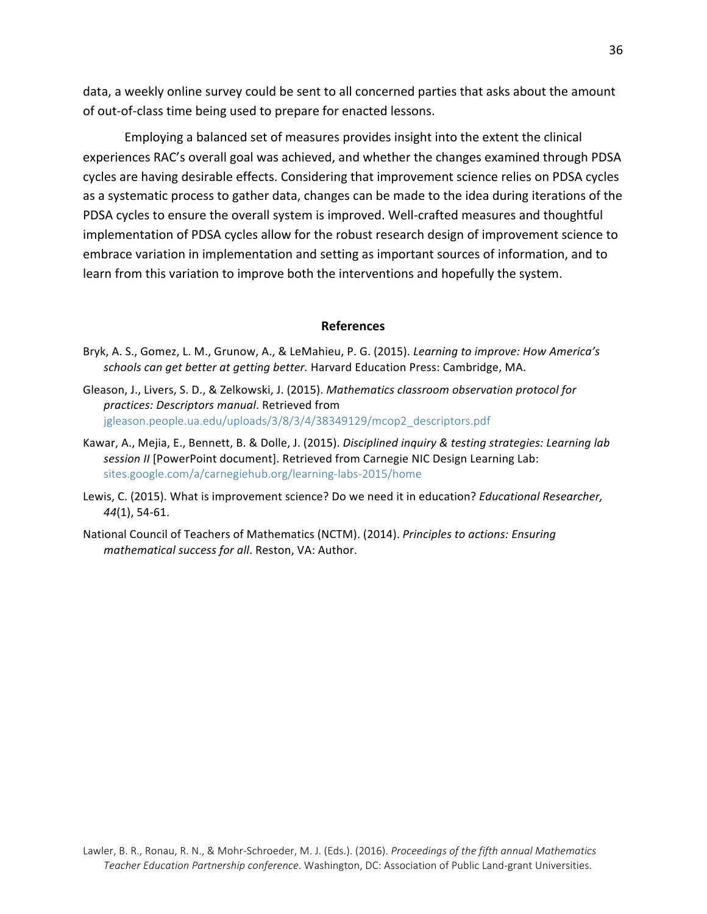data, a weekly online survey could be sent to all concerned parties that asks about the amount of out-of-class time being used to prepare for enacted lessons.

Employing a balanced set of measures provides insight into the extent the clinical experiences RAC's overall goal was achieved, and whether the changes examined through PDSA cycles are having desirable effects. Considering that improvement science relies on PDSA cycles as a systematic process to gather data, changes can be made to the idea during iterations of the PDSA cycles to ensure the overall system is improved. Well-crafted measures and thoughtful implementation of PDSA cycles allow for the robust research design of improvement science to embrace variation in implementation and setting as important sources of information, and to learn from this variation to improve both the interventions and hopefully the system.

## References

Bryk, A. S., Gomez, L. M., Grunow, A., & LeMahieu, P. G. (2015). *Learning to improve: How America's schools can get better at getting better.* Harvard Education Press: Cambridge, MA.

Gleason, J., Livers, S. D., & Zelkowski, J. (2015). *Mathematics classroom observation protocol for practices: Descriptors manual*. Retrieved from jgleason.people.ua.edu/uploads/3/8/3/4/38349129/mcop2_descriptors.pdf

Kawar, A., Mejia, E., Bennett, B. & Dolle, J. (2015). *Disciplined inquiry & testing strategies: Learning lab session II* [PowerPoint document]. Retrieved from Carnegie NIC Design Learning Lab: sites.google.com/a/carnegiehub.org/learning-labs-2015/home

Lewis, C. (2015). What is improvement science? Do we need it in education? *Educational Researcher, 44*(1), 54-61.

National Council of Teachers of Mathematics (NCTM). (2014). *Principles to actions: Ensuring mathematical success for all*. Reston, VA: Author.